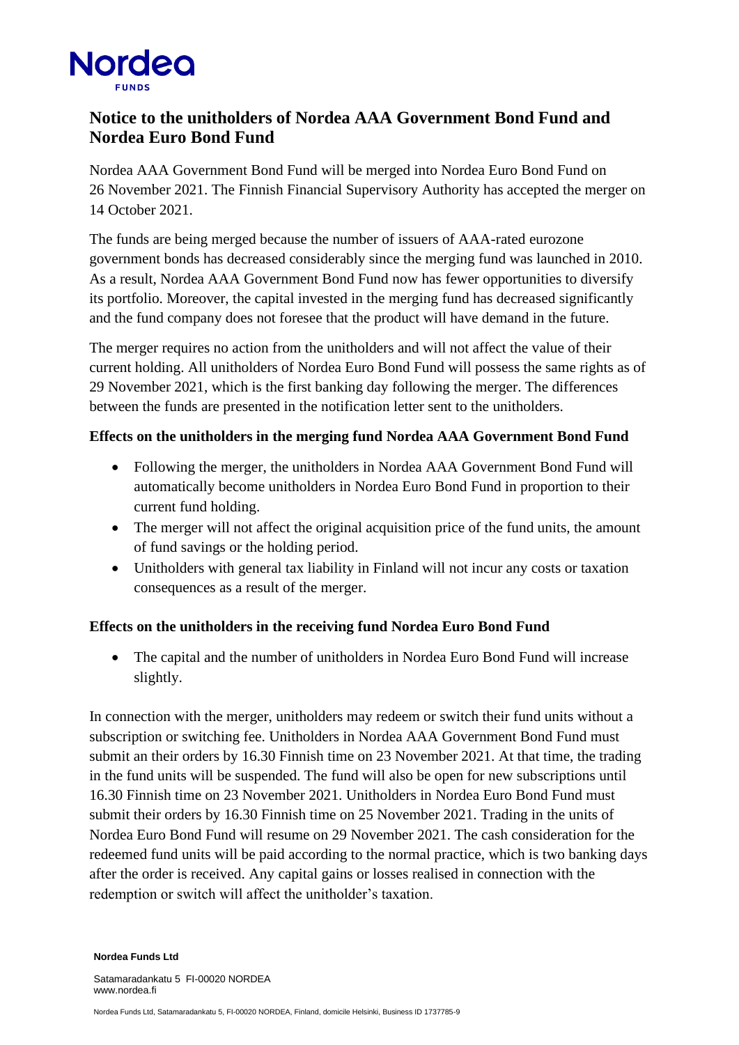# Notice to the unitholders of Nordea AAA Government Bond Fund and Nordea Euro Bond Fund

Nordea AAA Government Bond Fund will be merged into Nordea Euro Bond Fund on 26 November 2021. The Finnish Financial Supervisory Authority has accepted the merger on 14 October 2021.

The funds are being merged because the number of issuers of AAA-rated eurozone government bonds has decreased considerably since the merging fund was launched in 2010. As a result, Nordea AAA Government Bond Fund now has fewer opportunities to diversify its portfolio. Moreover, the capital invested in the merging fund has decreased significantly and the fund company does not foresee that the product will have demand in the future.

The merger requires no action from the unitholders and will not affect the value of their current holding. All unitholders of Nordea Euro Bond Fund will possess the same rights as of 29 November 2021, which is the first banking day following the merger. The differences between the funds are presented in the notification letter sent to the unitholders.

### Effects on the unitholders in the merging fund Nordea AAA Government Bond Fund

- Following the merger, the unitholders in Nordea AAA Government Bond Fund will automatically become unitholders in Nordea Euro Bond Fund in proportion to their current fund holding.
- The merger will not affect the original acquisition price of the fund units, the amount of fund savings or the holding period.
- Unitholders with general tax liability in Finland will not incur any costs or taxation consequences as a result of the merger.

### Effects on the unitholders in the receiving fund Nordea Euro Bond Fund

- The capital and the number of unitholders in Nordea Euro Bond Fund will increase slightly.

In connection with the merger, unitholders may redeem or switch their fund units without a subscription or switching fee. Unitholders in Nordea AAA Government Bond Fund must submit an their orders by 16.30 Finnish time on 23 November 2021. At that time, the trading in the fund units will be suspended. The fund will also be open for new subscriptions until 16.30 Finnish time on 23 November 2021. Unitholders in Nordea Euro Bond Fund must submit their orders by 16.30 Finnish time on 25 November 2021. Trading in the units of Nordea Euro Bond Fund will resume on 29 November 2021. The cash consideration for the redeemed fund units will be paid according to the normal practice, which is two banking days after the order is received. Any capital gains or losses realised in connection with the redemption or switch will affect the unitholder's taxation.

**Nordea Funds Ltd**

Satamaradankatu 5 FI-00020 NORDEA
www.nordea.fi

Nordea Funds Ltd, Satamaradankatu 5, FI-00020 NORDEA, Finland, domicile Helsinki, Business ID 1737785-9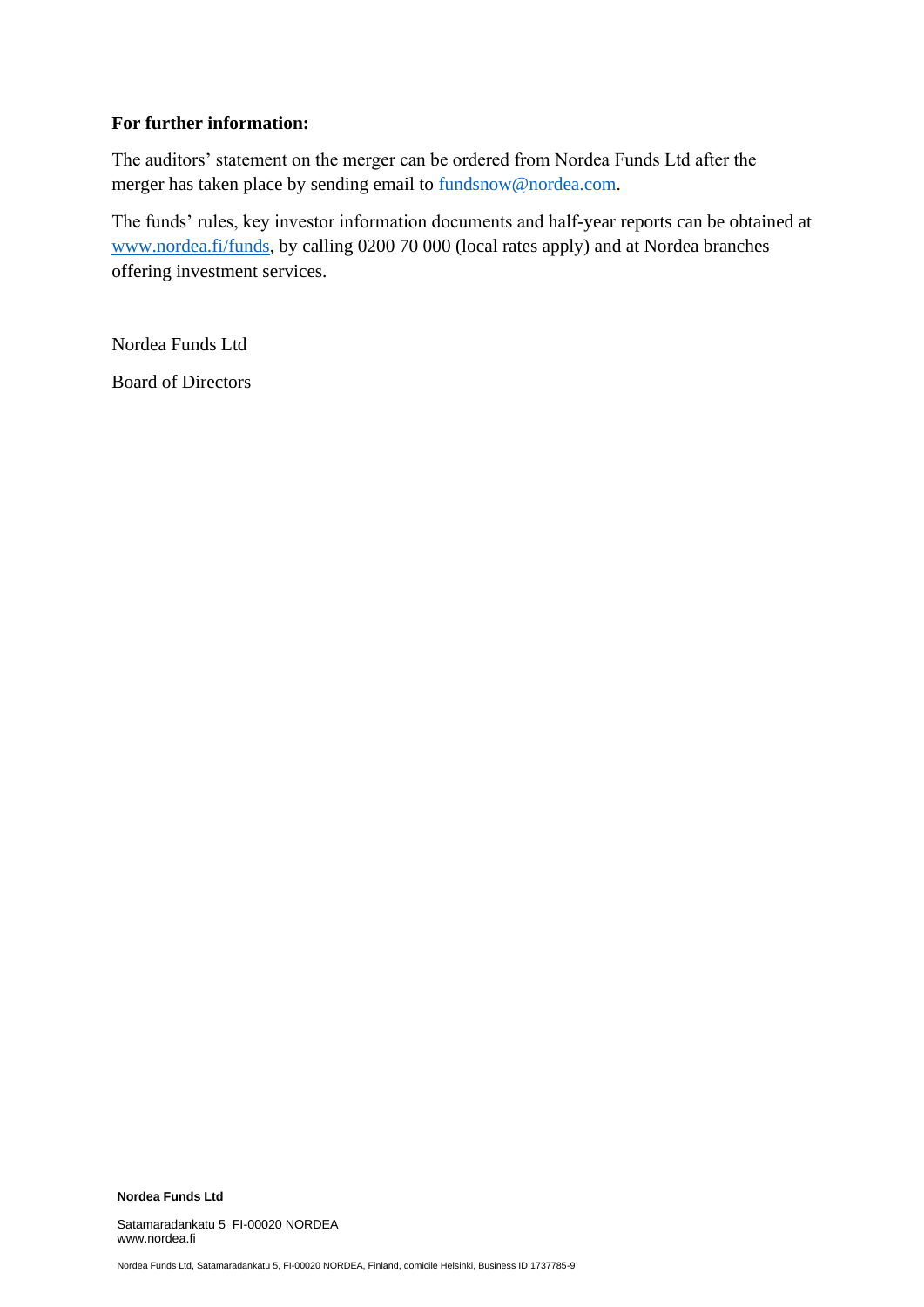**For further information:**

The auditors' statement on the merger can be ordered from Nordea Funds Ltd after the merger has taken place by sending email to fundsnow@nordea.com.

The funds' rules, key investor information documents and half-year reports can be obtained at www.nordea.fi/funds, by calling 0200 70 000 (local rates apply) and at Nordea branches offering investment services.

Nordea Funds Ltd

Board of Directors

**Nordea Funds Ltd**

Satamaradankatu 5 FI-00020 NORDEA
www.nordea.fi

Nordea Funds Ltd, Satamaradankatu 5, FI-00020 NORDEA, Finland, domicile Helsinki, Business ID 1737785-9